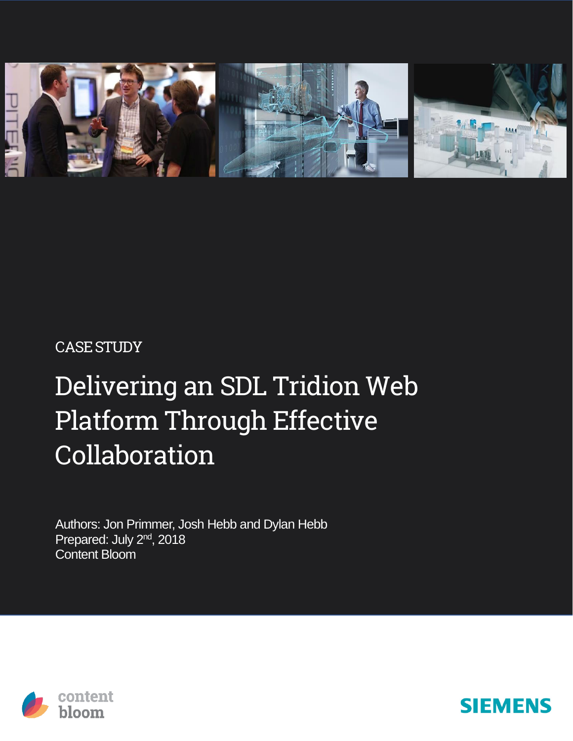CASE STUDY

# Delivering an SDL Tridion Web Platform Through Effective Collaboration

Authors: Jon Primmer, Josh Hebb and Dylan Hebb
Prepared: July 2nd, 2018
Content Bloom

content bloom

SIEMENS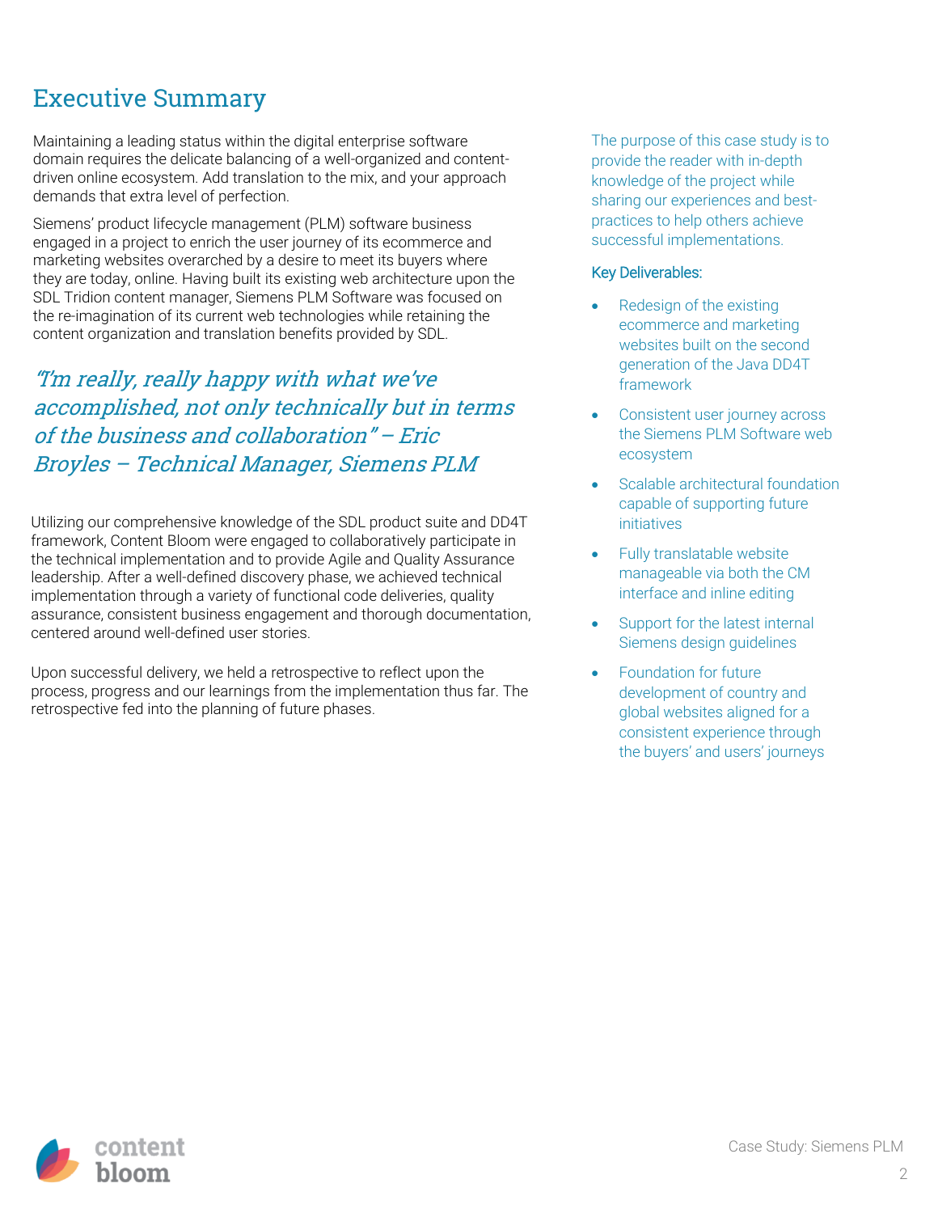# Executive Summary

Maintaining a leading status within the digital enterprise software domain requires the delicate balancing of a well-organized and content-driven online ecosystem. Add translation to the mix, and your approach demands that extra level of perfection.

Siemens' product lifecycle management (PLM) software business engaged in a project to enrich the user journey of its ecommerce and marketing websites overarched by a desire to meet its buyers where they are today, online. Having built its existing web architecture upon the SDL Tridion content manager, Siemens PLM Software was focused on the re-imagination of its current web technologies while retaining the content organization and translation benefits provided by SDL.

*"I'm really, really happy with what we've accomplished, not only technically but in terms of the business and collaboration" – Eric Broyles – Technical Manager, Siemens PLM*

Utilizing our comprehensive knowledge of the SDL product suite and DD4T framework, Content Bloom were engaged to collaboratively participate in the technical implementation and to provide Agile and Quality Assurance leadership. After a well-defined discovery phase, we achieved technical implementation through a variety of functional code deliveries, quality assurance, consistent business engagement and thorough documentation, centered around well-defined user stories.

Upon successful delivery, we held a retrospective to reflect upon the process, progress and our learnings from the implementation thus far. The retrospective fed into the planning of future phases.

The purpose of this case study is to provide the reader with in-depth knowledge of the project while sharing our experiences and best-practices to help others achieve successful implementations.

**Key Deliverables:**

- Redesign of the existing ecommerce and marketing websites built on the second generation of the Java DD4T framework
- Consistent user journey across the Siemens PLM Software web ecosystem
- Scalable architectural foundation capable of supporting future initiatives
- Fully translatable website manageable via both the CM interface and inline editing
- Support for the latest internal Siemens design guidelines
- Foundation for future development of country and global websites aligned for a consistent experience through the buyers' and users' journeys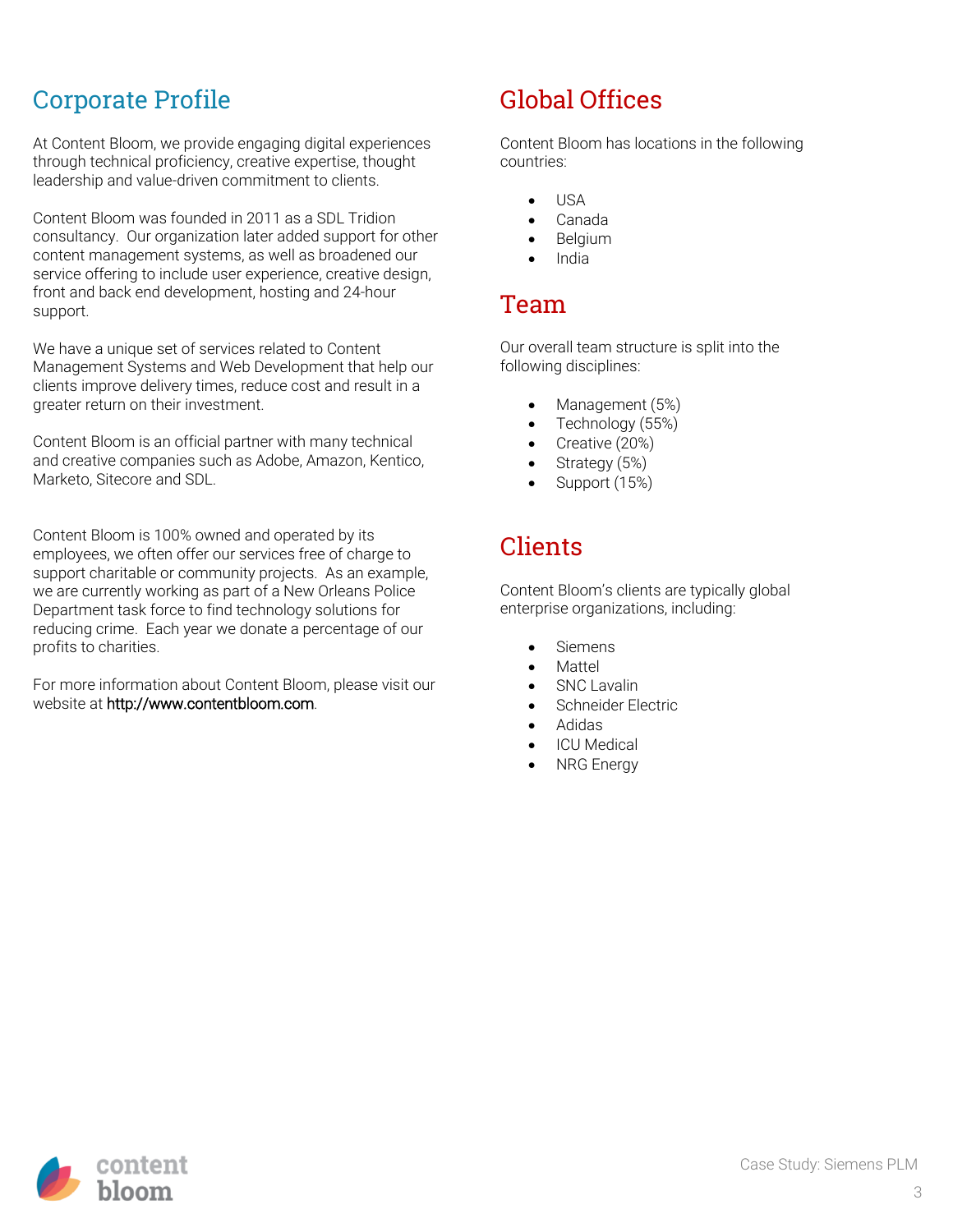## Corporate Profile

At Content Bloom, we provide engaging digital experiences through technical proficiency, creative expertise, thought leadership and value-driven commitment to clients.

Content Bloom was founded in 2011 as a SDL Tridion consultancy. Our organization later added support for other content management systems, as well as broadened our service offering to include user experience, creative design, front and back end development, hosting and 24-hour support.

We have a unique set of services related to Content Management Systems and Web Development that help our clients improve delivery times, reduce cost and result in a greater return on their investment.

Content Bloom is an official partner with many technical and creative companies such as Adobe, Amazon, Kentico, Marketo, Sitecore and SDL.

Content Bloom is 100% owned and operated by its employees, we often offer our services free of charge to support charitable or community projects. As an example, we are currently working as part of a New Orleans Police Department task force to find technology solutions for reducing crime. Each year we donate a percentage of our profits to charities.

For more information about Content Bloom, please visit our website at http://www.contentbloom.com.

## Global Offices

Content Bloom has locations in the following countries:

- USA
- Canada
- Belgium
- India

## Team

Our overall team structure is split into the following disciplines:

- Management (5%)
- Technology (55%)
- Creative (20%)
- Strategy (5%)
- Support (15%)

## Clients

Content Bloom's clients are typically global enterprise organizations, including:

- Siemens
- Mattel
- SNC Lavalin
- Schneider Electric
- Adidas
- ICU Medical
- NRG Energy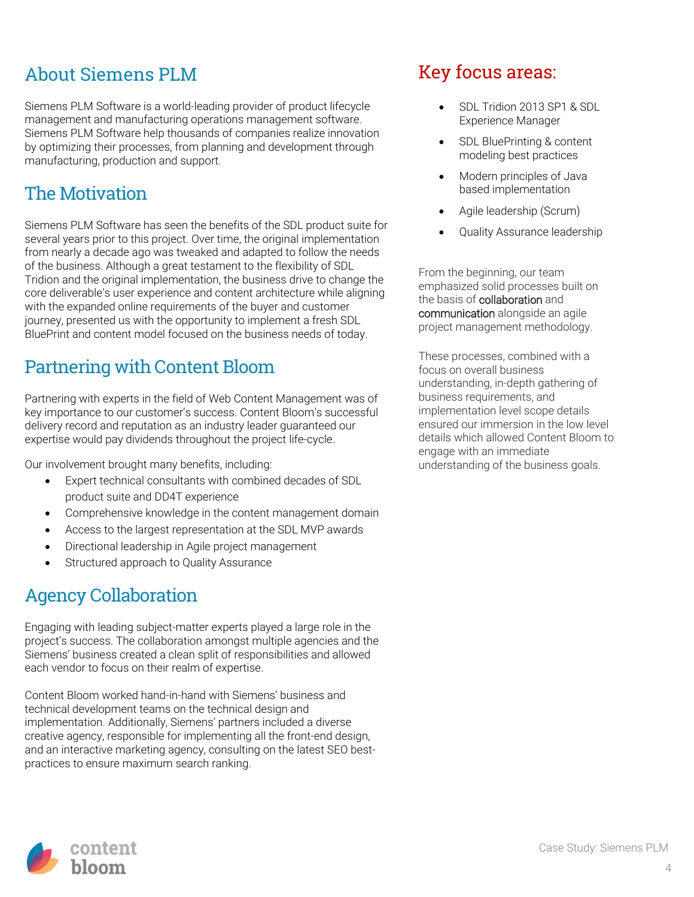## About Siemens PLM

Siemens PLM Software is a world-leading provider of product lifecycle management and manufacturing operations management software. Siemens PLM Software help thousands of companies realize innovation by optimizing their processes, from planning and development through manufacturing, production and support.

## The Motivation

Siemens PLM Software has seen the benefits of the SDL product suite for several years prior to this project. Over time, the original implementation from nearly a decade ago was tweaked and adapted to follow the needs of the business. Although a great testament to the flexibility of SDL Tridion and the original implementation, the business drive to change the core deliverable's user experience and content architecture while aligning with the expanded online requirements of the buyer and customer journey, presented us with the opportunity to implement a fresh SDL BluePrint and content model focused on the business needs of today.

## Partnering with Content Bloom

Partnering with experts in the field of Web Content Management was of key importance to our customer's success. Content Bloom's successful delivery record and reputation as an industry leader guaranteed our expertise would pay dividends throughout the project life-cycle.

Our involvement brought many benefits, including:

- Expert technical consultants with combined decades of SDL product suite and DD4T experience
- Comprehensive knowledge in the content management domain
- Access to the largest representation at the SDL MVP awards
- Directional leadership in Agile project management
- Structured approach to Quality Assurance

## Agency Collaboration

Engaging with leading subject-matter experts played a large role in the project's success. The collaboration amongst multiple agencies and the Siemens' business created a clean split of responsibilities and allowed each vendor to focus on their realm of expertise.

Content Bloom worked hand-in-hand with Siemens' business and technical development teams on the technical design and implementation. Additionally, Siemens' partners included a diverse creative agency, responsible for implementing all the front-end design, and an interactive marketing agency, consulting on the latest SEO best-practices to ensure maximum search ranking.

## Key focus areas:

- SDL Tridion 2013 SP1 & SDL Experience Manager
- SDL BluePrinting & content modeling best practices
- Modern principles of Java based implementation
- Agile leadership (Scrum)
- Quality Assurance leadership

From the beginning, our team emphasized solid processes built on the basis of **collaboration** and **communication** alongside an agile project management methodology.

These processes, combined with a focus on overall business understanding, in-depth gathering of business requirements, and implementation level scope details ensured our immersion in the low level details which allowed Content Bloom to engage with an immediate understanding of the business goals.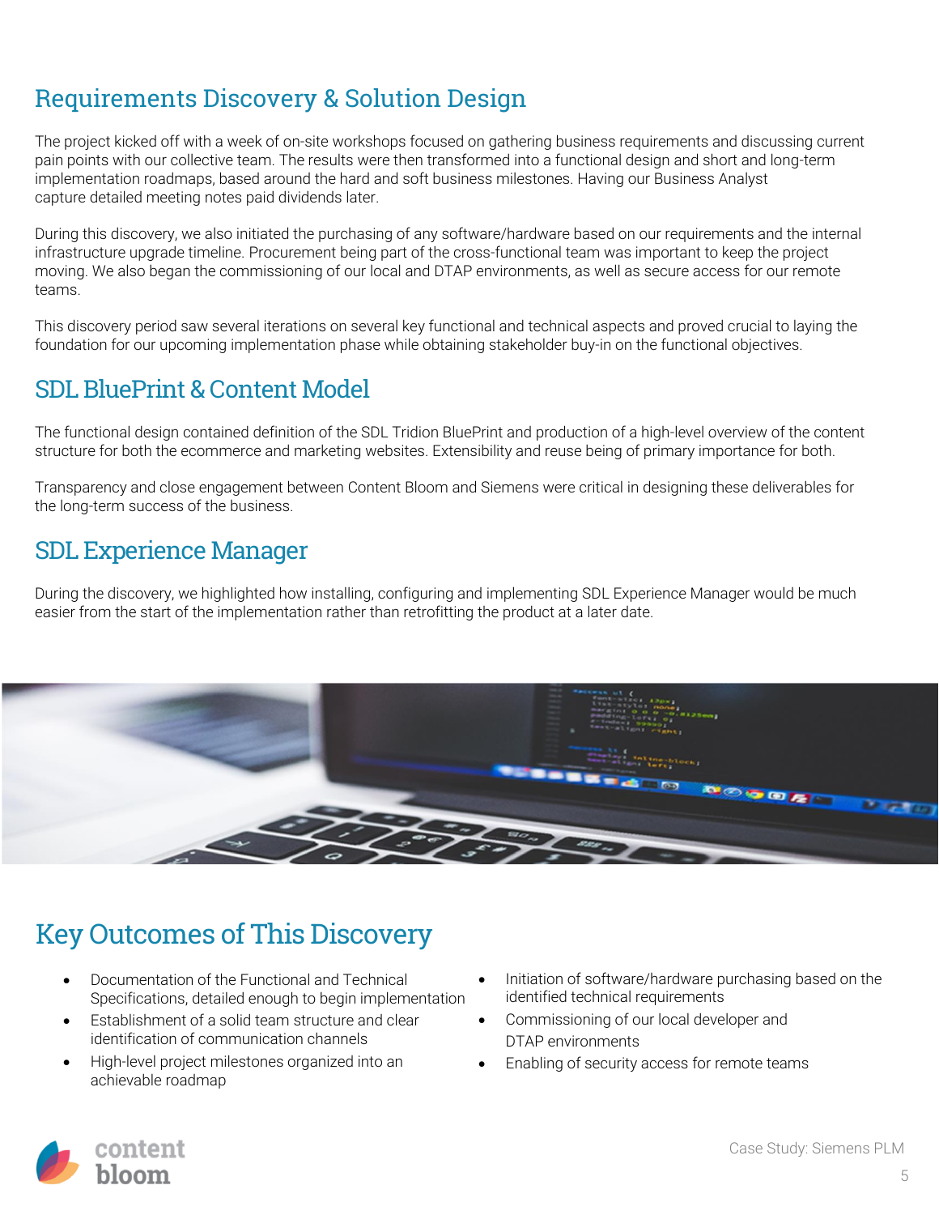## Requirements Discovery & Solution Design

The project kicked off with a week of on-site workshops focused on gathering business requirements and discussing current pain points with our collective team. The results were then transformed into a functional design and short and long-term implementation roadmaps, based around the hard and soft business milestones. Having our Business Analyst capture detailed meeting notes paid dividends later.

During this discovery, we also initiated the purchasing of any software/hardware based on our requirements and the internal infrastructure upgrade timeline. Procurement being part of the cross-functional team was important to keep the project moving. We also began the commissioning of our local and DTAP environments, as well as secure access for our remote teams.

This discovery period saw several iterations on several key functional and technical aspects and proved crucial to laying the foundation for our upcoming implementation phase while obtaining stakeholder buy-in on the functional objectives.

## SDL BluePrint & Content Model

The functional design contained definition of the SDL Tridion BluePrint and production of a high-level overview of the content structure for both the ecommerce and marketing websites. Extensibility and reuse being of primary importance for both.

Transparency and close engagement between Content Bloom and Siemens were critical in designing these deliverables for the long-term success of the business.

## SDL Experience Manager

During the discovery, we highlighted how installing, configuring and implementing SDL Experience Manager would be much easier from the start of the implementation rather than retrofitting the product at a later date.

## Key Outcomes of This Discovery

- Documentation of the Functional and Technical Specifications, detailed enough to begin implementation
- Establishment of a solid team structure and clear identification of communication channels
- High-level project milestones organized into an achievable roadmap
- Initiation of software/hardware purchasing based on the identified technical requirements
- Commissioning of our local developer and DTAP environments
- Enabling of security access for remote teams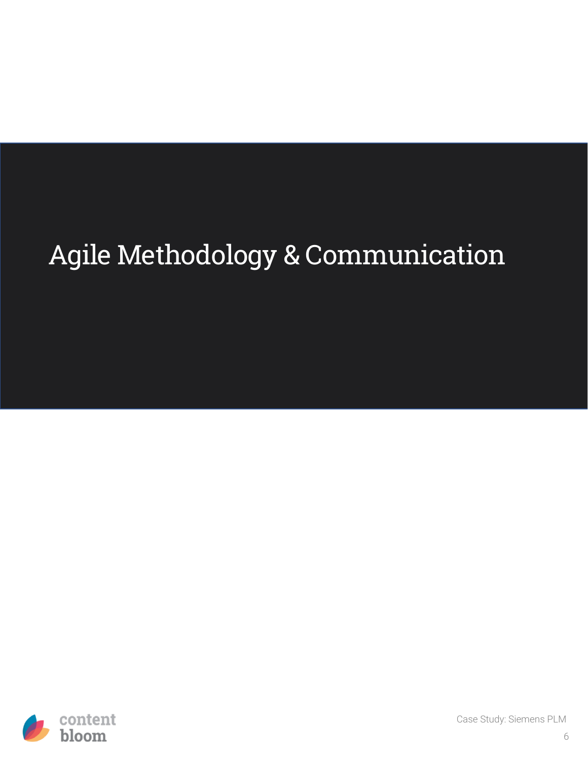# Agile Methodology & Communication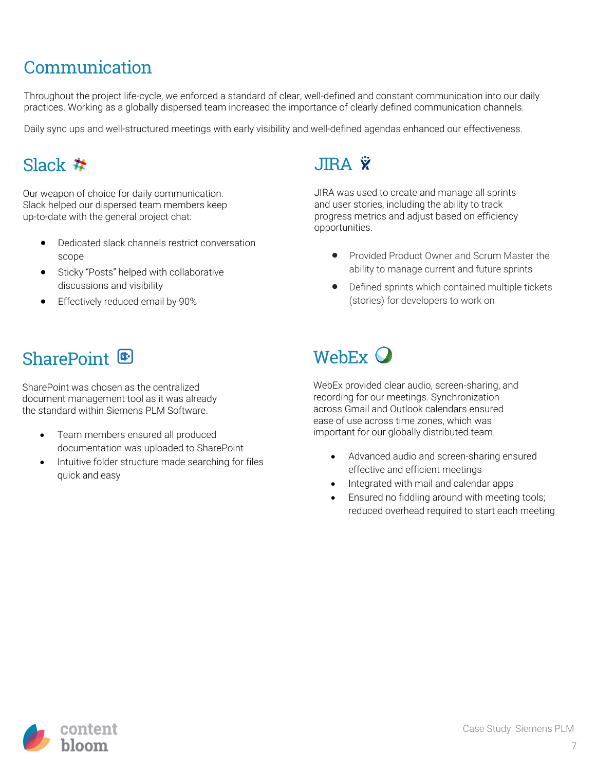# Communication

Throughout the project life-cycle, we enforced a standard of clear, well-defined and constant communication into our daily practices. Working as a globally dispersed team increased the importance of clearly defined communication channels.

Daily sync ups and well-structured meetings with early visibility and well-defined agendas enhanced our effectiveness.

## Slack

Our weapon of choice for daily communication. Slack helped our dispersed team members keep up-to-date with the general project chat:

- Dedicated slack channels restrict conversation scope
- Sticky "Posts" helped with collaborative discussions and visibility
- Effectively reduced email by 90%

## JIRA

JIRA was used to create and manage all sprints and user stories, including the ability to track progress metrics and adjust based on efficiency opportunities.

- Provided Product Owner and Scrum Master the ability to manage current and future sprints
- Defined sprints which contained multiple tickets (stories) for developers to work on

## SharePoint

SharePoint was chosen as the centralized document management tool as it was already the standard within Siemens PLM Software.

- Team members ensured all produced documentation was uploaded to SharePoint
- Intuitive folder structure made searching for files quick and easy

## WebEx

WebEx provided clear audio, screen-sharing, and recording for our meetings. Synchronization across Gmail and Outlook calendars ensured ease of use across time zones, which was important for our globally distributed team.

- Advanced audio and screen-sharing ensured effective and efficient meetings
- Integrated with mail and calendar apps
- Ensured no fiddling around with meeting tools; reduced overhead required to start each meeting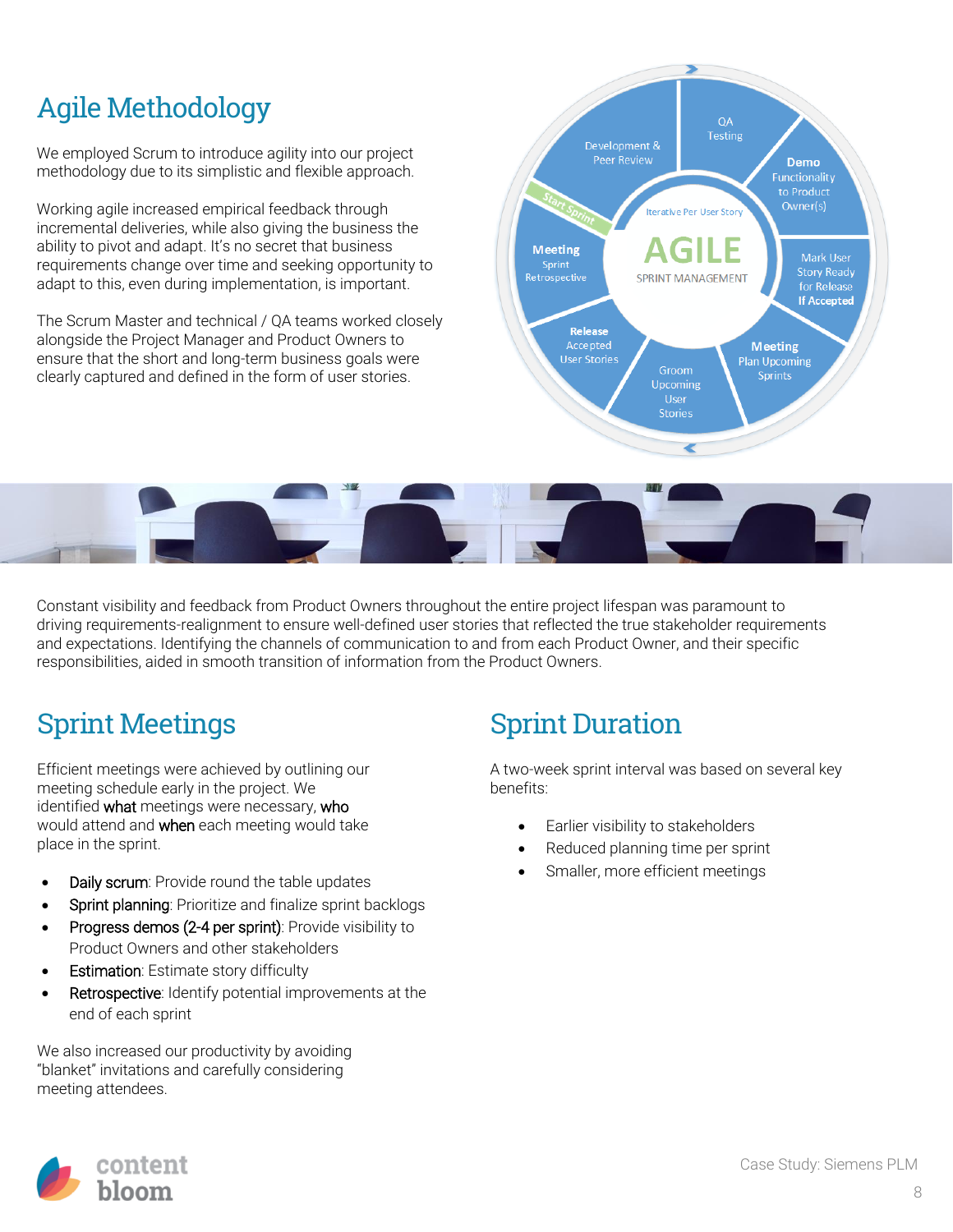# Agile Methodology

We employed Scrum to introduce agility into our project methodology due to its simplistic and flexible approach.

Working agile increased empirical feedback through incremental deliveries, while also giving the business the ability to pivot and adapt. It's no secret that business requirements change over time and seeking opportunity to adapt to this, even during implementation, is important.

The Scrum Master and technical / QA teams worked closely alongside the Project Manager and Product Owners to ensure that the short and long-term business goals were clearly captured and defined in the form of user stories.

Constant visibility and feedback from Product Owners throughout the entire project lifespan was paramount to driving requirements-realignment to ensure well-defined user stories that reflected the true stakeholder requirements and expectations. Identifying the channels of communication to and from each Product Owner, and their specific responsibilities, aided in smooth transition of information from the Product Owners.

## Sprint Meetings

Efficient meetings were achieved by outlining our meeting schedule early in the project. We identified **what** meetings were necessary, **who** would attend and **when** each meeting would take place in the sprint.

- **Daily scrum**: Provide round the table updates
- **Sprint planning**: Prioritize and finalize sprint backlogs
- **Progress demos (2-4 per sprint)**: Provide visibility to Product Owners and other stakeholders
- **Estimation**: Estimate story difficulty
- **Retrospective**: Identify potential improvements at the end of each sprint

We also increased our productivity by avoiding "blanket" invitations and carefully considering meeting attendees.

## Sprint Duration

A two-week sprint interval was based on several key benefits:

- Earlier visibility to stakeholders
- Reduced planning time per sprint
- Smaller, more efficient meetings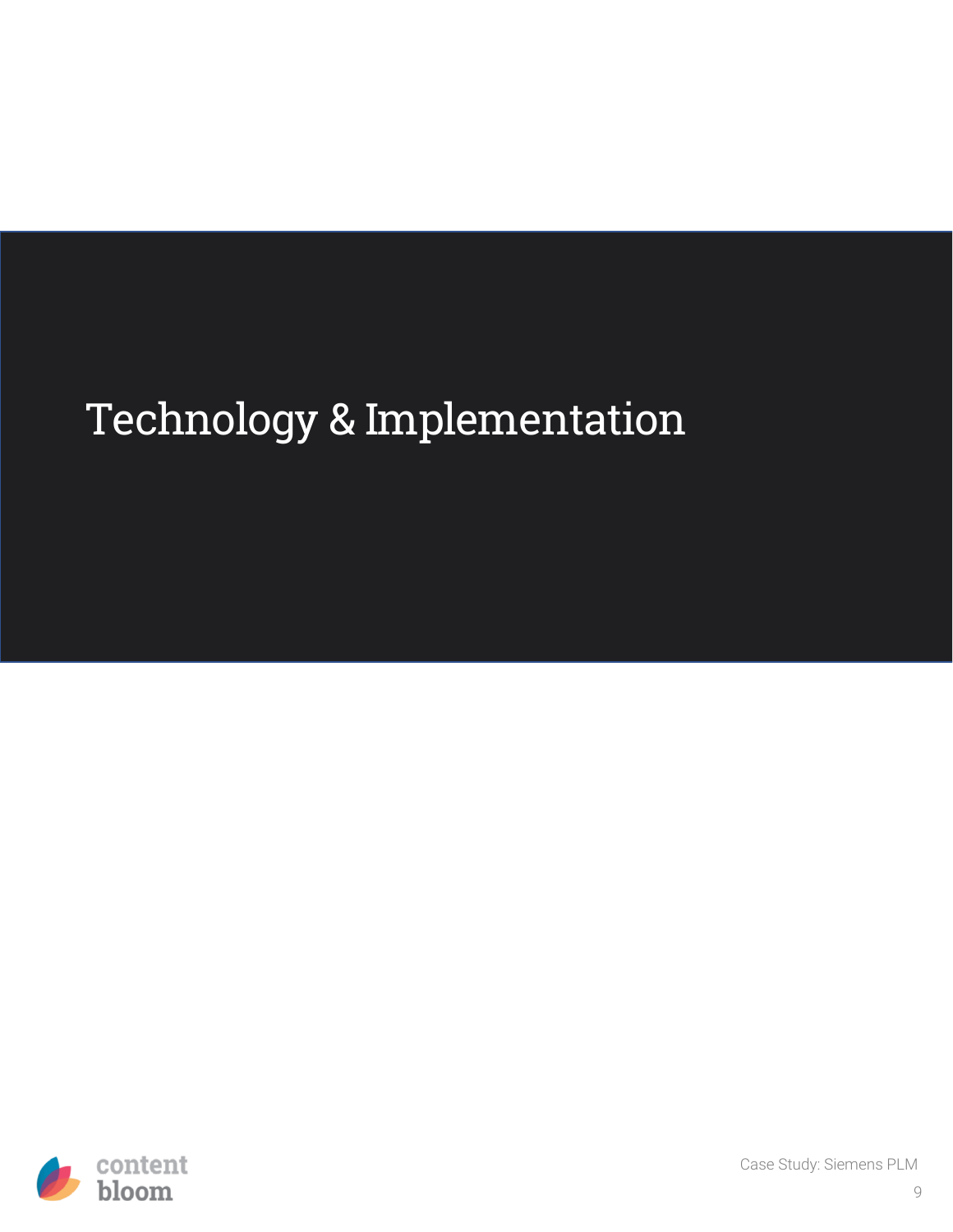# Technology & Implementation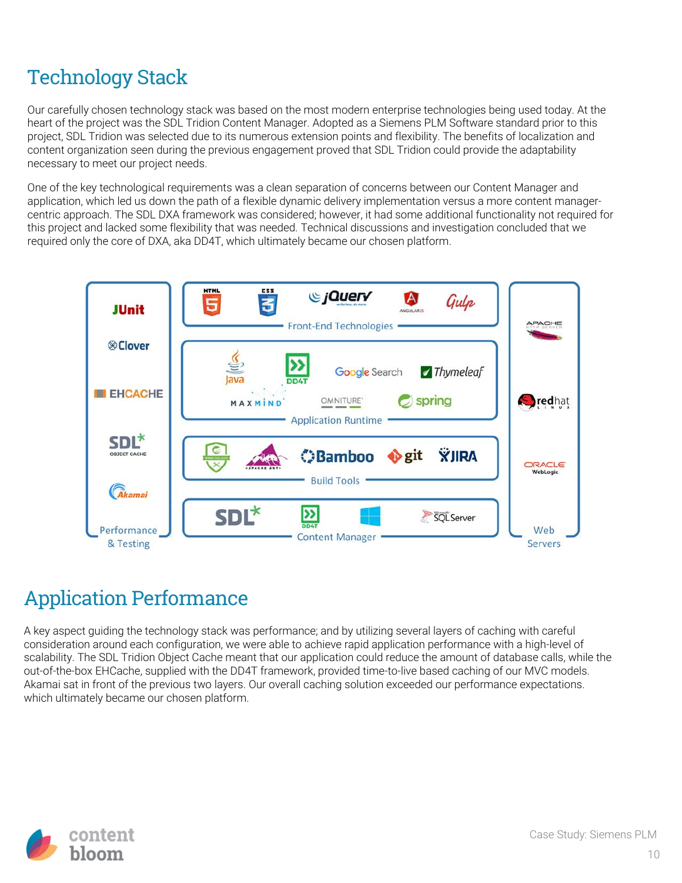# Technology Stack

Our carefully chosen technology stack was based on the most modern enterprise technologies being used today. At the heart of the project was the SDL Tridion Content Manager. Adopted as a Siemens PLM Software standard prior to this project, SDL Tridion was selected due to its numerous extension points and flexibility. The benefits of localization and content organization seen during the previous engagement proved that SDL Tridion could provide the adaptability necessary to meet our project needs.

One of the key technological requirements was a clean separation of concerns between our Content Manager and application, which led us down the path of a flexible dynamic delivery implementation versus a more content manager-centric approach. The SDL DXA framework was considered; however, it had some additional functionality not required for this project and lacked some flexibility that was needed. Technical discussions and investigation concluded that we required only the core of DXA, aka DD4T, which ultimately became our chosen platform.

# Application Performance

A key aspect guiding the technology stack was performance; and by utilizing several layers of caching with careful consideration around each configuration, we were able to achieve rapid application performance with a high-level of scalability. The SDL Tridion Object Cache meant that our application could reduce the amount of database calls, while the out-of-the-box EHCache, supplied with the DD4T framework, provided time-to-live based caching of our MVC models. Akamai sat in front of the previous two layers. Our overall caching solution exceeded our performance expectations. which ultimately became our chosen platform.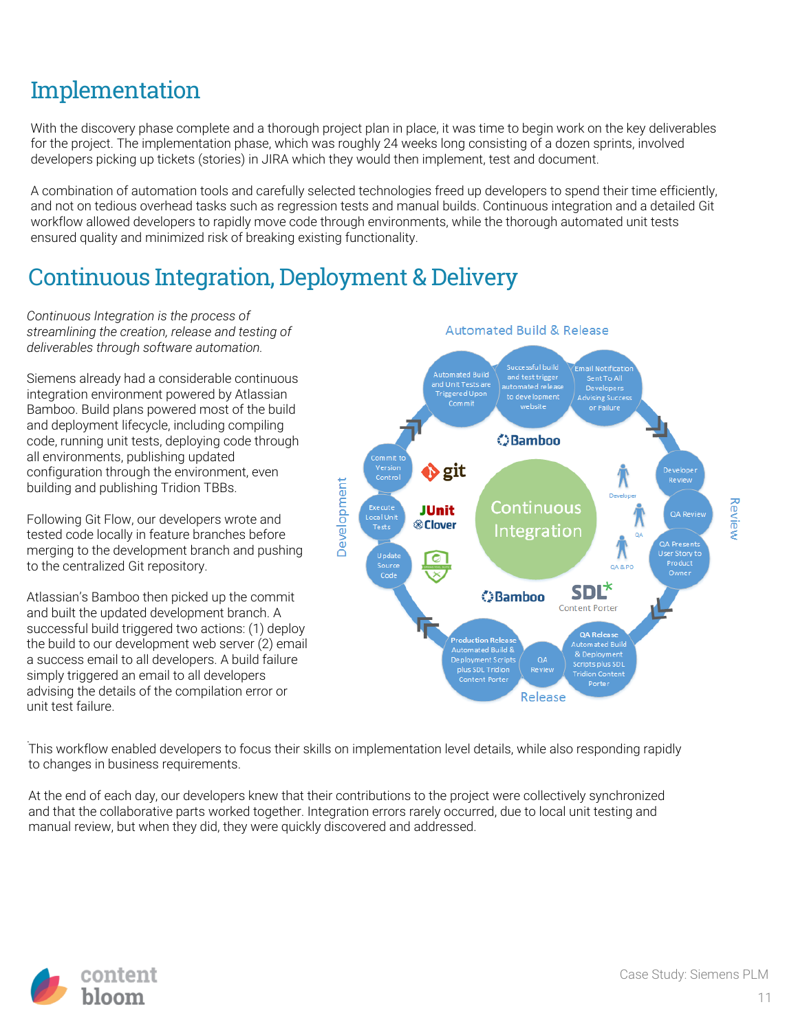# Implementation

With the discovery phase complete and a thorough project plan in place, it was time to begin work on the key deliverables for the project. The implementation phase, which was roughly 24 weeks long consisting of a dozen sprints, involved developers picking up tickets (stories) in JIRA which they would then implement, test and document.

A combination of automation tools and carefully selected technologies freed up developers to spend their time efficiently, and not on tedious overhead tasks such as regression tests and manual builds. Continuous integration and a detailed Git workflow allowed developers to rapidly move code through environments, while the thorough automated unit tests ensured quality and minimized risk of breaking existing functionality.

# Continuous Integration, Deployment & Delivery

*Continuous Integration is the process of streamlining the creation, release and testing of deliverables through software automation.*

Siemens already had a considerable continuous integration environment powered by Atlassian Bamboo. Build plans powered most of the build and deployment lifecycle, including compiling code, running unit tests, deploying code through all environments, publishing updated configuration through the environment, even building and publishing Tridion TBBs.

Following Git Flow, our developers wrote and tested code locally in feature branches before merging to the development branch and pushing to the centralized Git repository.

Atlassian's Bamboo then picked up the commit and built the updated development branch. A successful build triggered two actions: (1) deploy the build to our development web server (2) email a success email to all developers. A build failure simply triggered an email to all developers advising the details of the compilation error or unit test failure.

This workflow enabled developers to focus their skills on implementation level details, while also responding rapidly to changes in business requirements.

At the end of each day, our developers knew that their contributions to the project were collectively synchronized and that the collaborative parts worked together. Integration errors rarely occurred, due to local unit testing and manual review, but when they did, they were quickly discovered and addressed.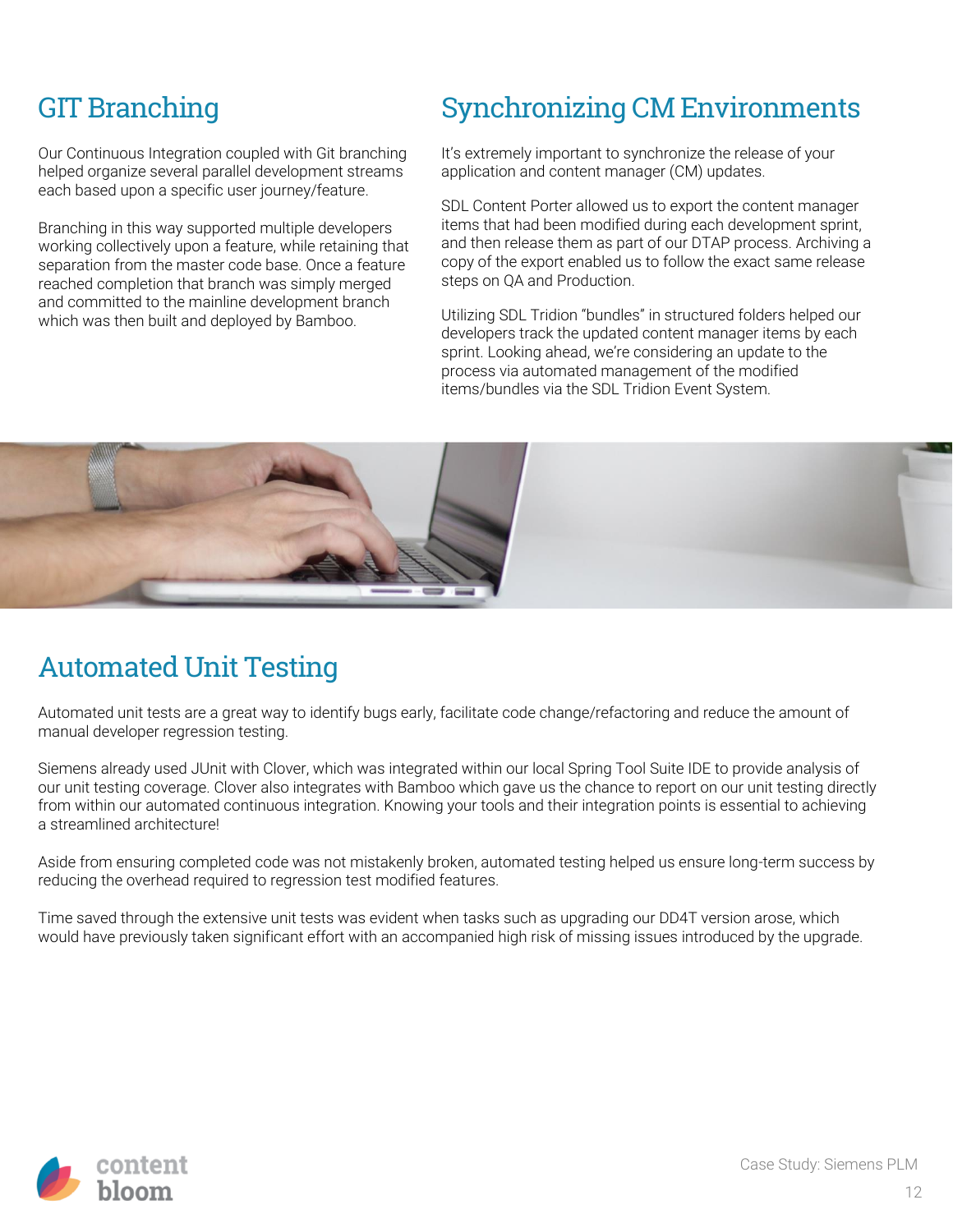## GIT Branching

Our Continuous Integration coupled with Git branching helped organize several parallel development streams each based upon a specific user journey/feature.

Branching in this way supported multiple developers working collectively upon a feature, while retaining that separation from the master code base. Once a feature reached completion that branch was simply merged and committed to the mainline development branch which was then built and deployed by Bamboo.

## Synchronizing CM Environments

It's extremely important to synchronize the release of your application and content manager (CM) updates.

SDL Content Porter allowed us to export the content manager items that had been modified during each development sprint, and then release them as part of our DTAP process. Archiving a copy of the export enabled us to follow the exact same release steps on QA and Production.

Utilizing SDL Tridion "bundles" in structured folders helped our developers track the updated content manager items by each sprint. Looking ahead, we're considering an update to the process via automated management of the modified items/bundles via the SDL Tridion Event System.

## Automated Unit Testing

Automated unit tests are a great way to identify bugs early, facilitate code change/refactoring and reduce the amount of manual developer regression testing.

Siemens already used JUnit with Clover, which was integrated within our local Spring Tool Suite IDE to provide analysis of our unit testing coverage. Clover also integrates with Bamboo which gave us the chance to report on our unit testing directly from within our automated continuous integration. Knowing your tools and their integration points is essential to achieving a streamlined architecture!

Aside from ensuring completed code was not mistakenly broken, automated testing helped us ensure long-term success by reducing the overhead required to regression test modified features.

Time saved through the extensive unit tests was evident when tasks such as upgrading our DD4T version arose, which would have previously taken significant effort with an accompanied high risk of missing issues introduced by the upgrade.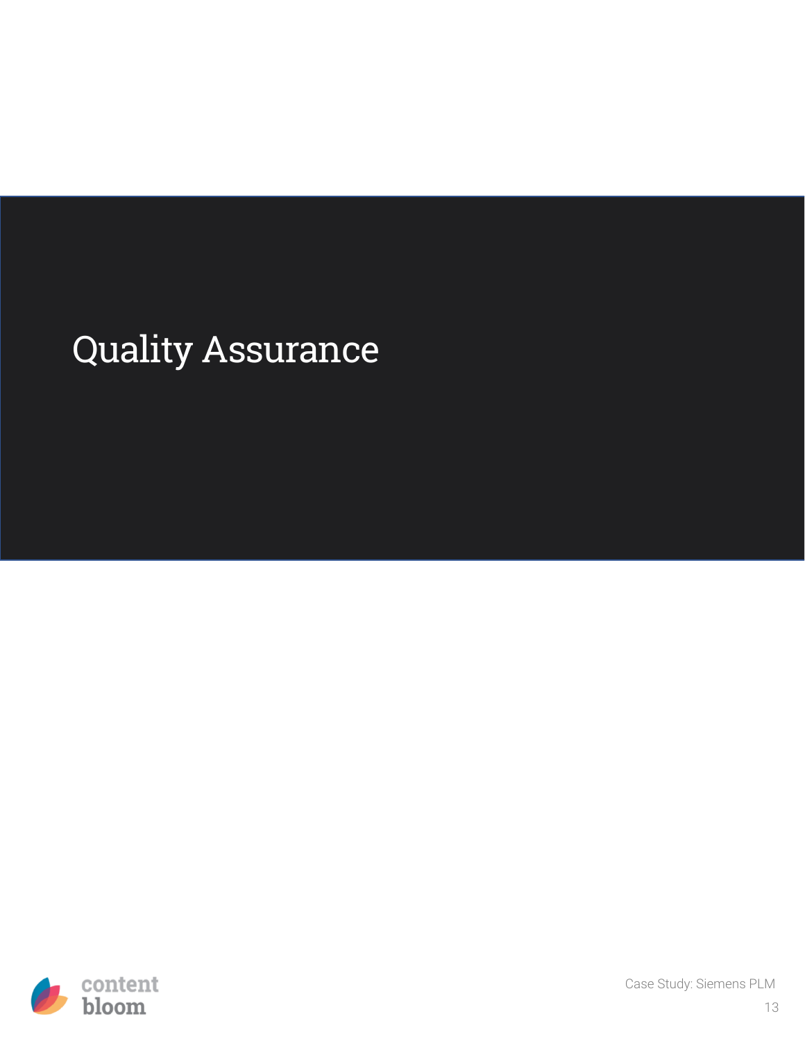# Quality Assurance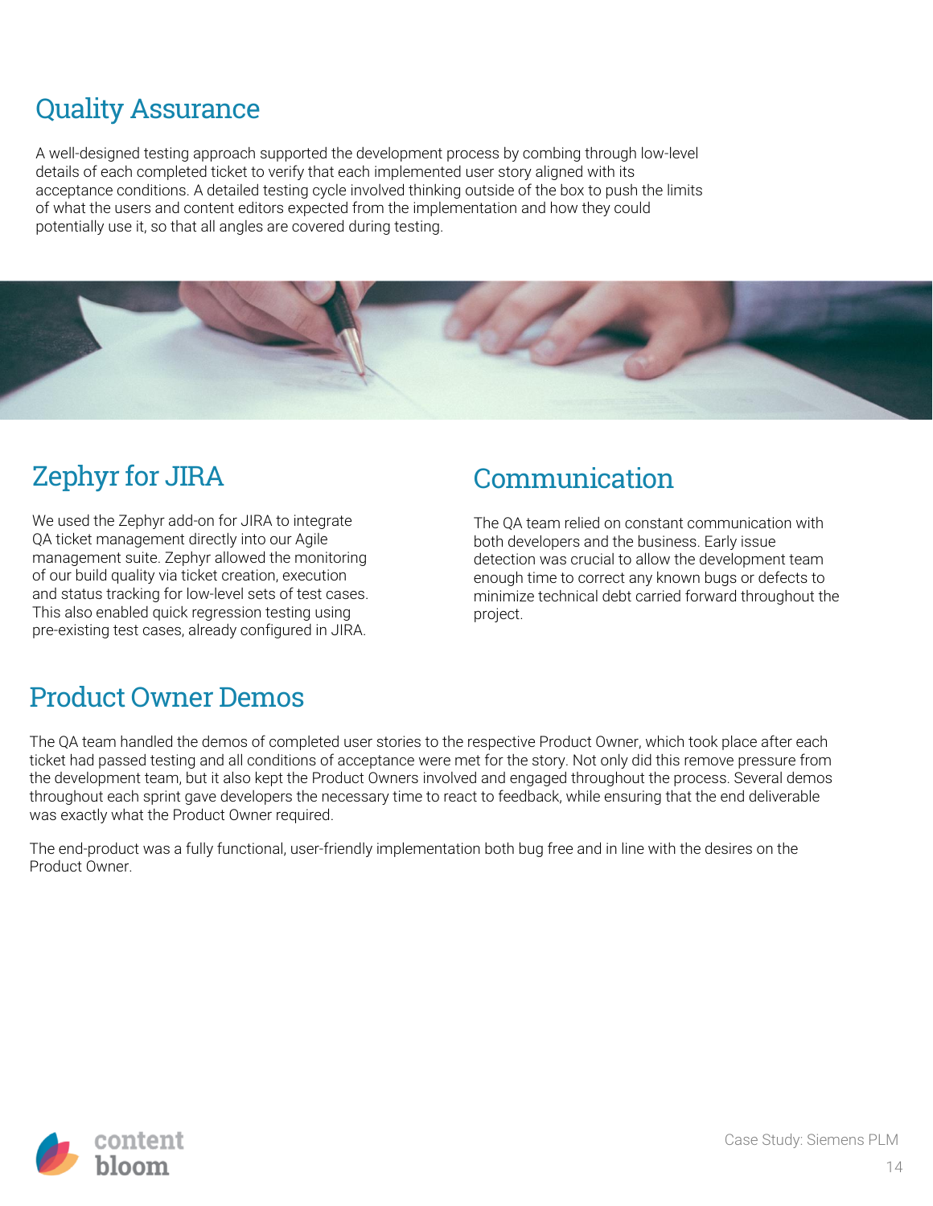## Quality Assurance

A well-designed testing approach supported the development process by combing through low-level details of each completed ticket to verify that each implemented user story aligned with its acceptance conditions. A detailed testing cycle involved thinking outside of the box to push the limits of what the users and content editors expected from the implementation and how they could potentially use it, so that all angles are covered during testing.

## Zephyr for JIRA

We used the Zephyr add-on for JIRA to integrate QA ticket management directly into our Agile management suite. Zephyr allowed the monitoring of our build quality via ticket creation, execution and status tracking for low-level sets of test cases. This also enabled quick regression testing using pre-existing test cases, already configured in JIRA.

## Communication

The QA team relied on constant communication with both developers and the business. Early issue detection was crucial to allow the development team enough time to correct any known bugs or defects to minimize technical debt carried forward throughout the project.

## Product Owner Demos

The QA team handled the demos of completed user stories to the respective Product Owner, which took place after each ticket had passed testing and all conditions of acceptance were met for the story. Not only did this remove pressure from the development team, but it also kept the Product Owners involved and engaged throughout the process. Several demos throughout each sprint gave developers the necessary time to react to feedback, while ensuring that the end deliverable was exactly what the Product Owner required.

The end-product was a fully functional, user-friendly implementation both bug free and in line with the desires on the Product Owner.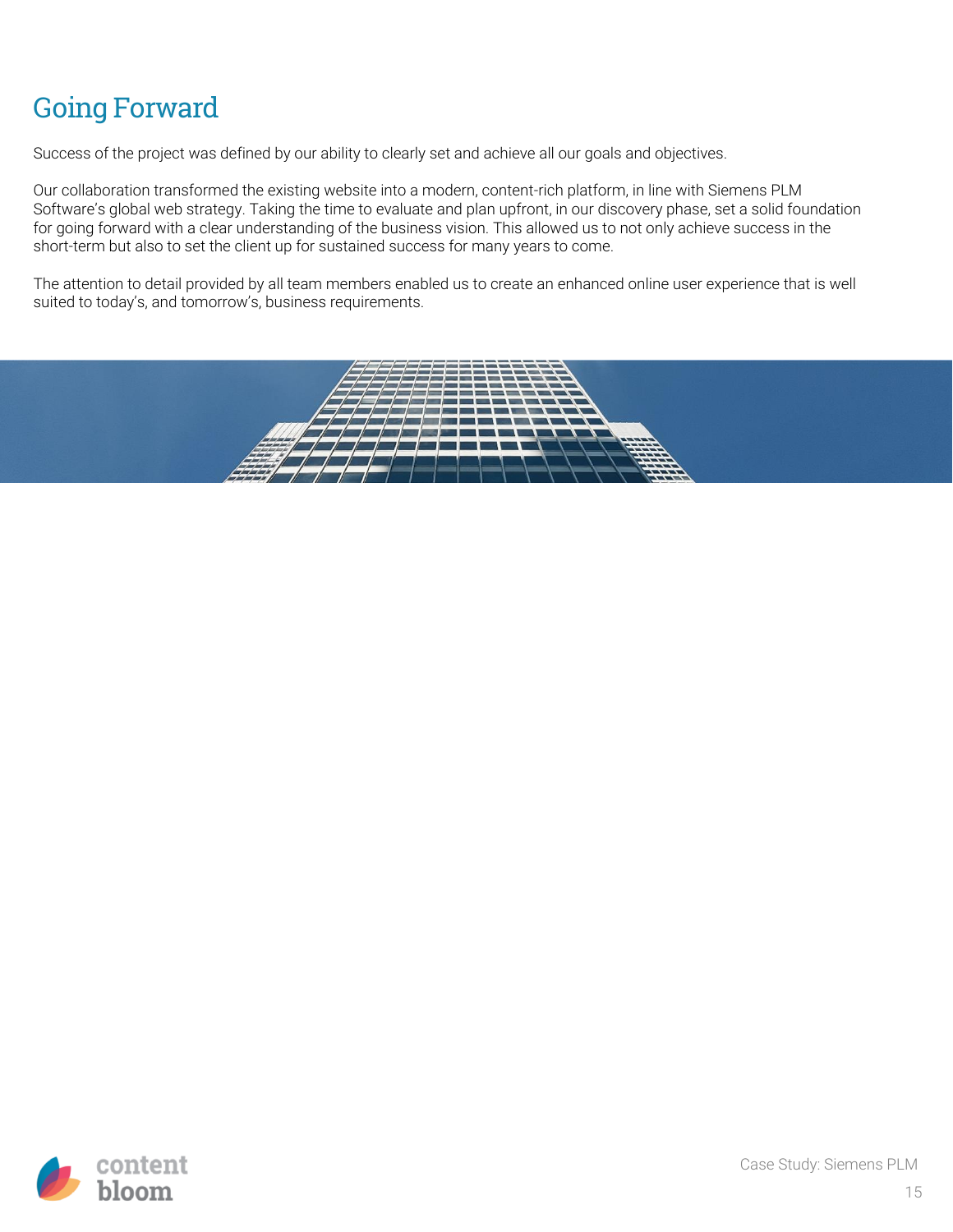# Going Forward

Success of the project was defined by our ability to clearly set and achieve all our goals and objectives.

Our collaboration transformed the existing website into a modern, content-rich platform, in line with Siemens PLM Software's global web strategy. Taking the time to evaluate and plan upfront, in our discovery phase, set a solid foundation for going forward with a clear understanding of the business vision. This allowed us to not only achieve success in the short-term but also to set the client up for sustained success for many years to come.

The attention to detail provided by all team members enabled us to create an enhanced online user experience that is well suited to today's, and tomorrow's, business requirements.